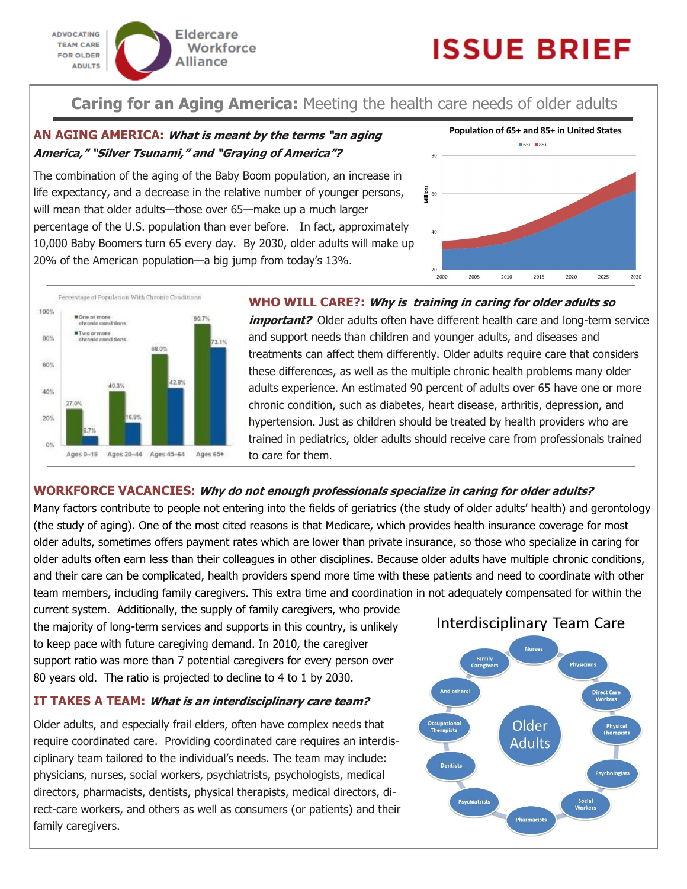ADVOCATING TEAM CARE FOR OLDER ADULTS

Eldercare Workforce Alliance

# ISSUE BRIEF

## Caring for an Aging America: Meeting the health care needs of older adults

### AN AGING AMERICA: *What is meant by the terms "an aging America," "Silver Tsunami," and "Graying of America"?*

The combination of the aging of the Baby Boom population, an increase in life expectancy, and a decrease in the relative number of younger persons, will mean that older adults—those over 65—make up a much larger percentage of the U.S. population than ever before. In fact, approximately 10,000 Baby Boomers turn 65 every day. By 2030, older adults will make up 20% of the American population—a big jump from today's 13%.

Population of 65+ and 85+ in United States

Percentage of Population With Chronic Conditions

| | One or more chronic conditions | Two or more chronic conditions |
|---|---|---|
| Ages 0–19 | 27.0% | 6.7% |
| Ages 20–44 | 40.3% | 16.8% |
| Ages 45–64 | 68.0% | 42.8% |
| Ages 65+ | 90.7% | 73.1% |

### WHO WILL CARE?: *Why is training in caring for older adults so important?*

Older adults often have different health care and long-term service and support needs than children and younger adults, and diseases and treatments can affect them differently. Older adults require care that considers these differences, as well as the multiple chronic health problems many older adults experience. An estimated 90 percent of adults over 65 have one or more chronic condition, such as diabetes, heart disease, arthritis, depression, and hypertension. Just as children should be treated by health providers who are trained in pediatrics, older adults should receive care from professionals trained to care for them.

### WORKFORCE VACANCIES: *Why do not enough professionals specialize in caring for older adults?*

Many factors contribute to people not entering into the fields of geriatrics (the study of older adults' health) and gerontology (the study of aging). One of the most cited reasons is that Medicare, which provides health insurance coverage for most older adults, sometimes offers payment rates which are lower than private insurance, so those who specialize in caring for older adults often earn less than their colleagues in other disciplines. Because older adults have multiple chronic conditions, and their care can be complicated, health providers spend more time with these patients and need to coordinate with other team members, including family caregivers. This extra time and coordination in not adequately compensated for within the current system. Additionally, the supply of family caregivers, who provide the majority of long-term services and supports in this country, is unlikely to keep pace with future caregiving demand. In 2010, the caregiver support ratio was more than 7 potential caregivers for every person over 80 years old. The ratio is projected to decline to 4 to 1 by 2030.

### IT TAKES A TEAM: *What is an interdisciplinary care team?*

Older adults, and especially frail elders, often have complex needs that require coordinated care. Providing coordinated care requires an interdisciplinary team tailored to the individual's needs. The team may include: physicians, nurses, social workers, psychiatrists, psychologists, medical directors, pharmacists, dentists, physical therapists, medical directors, direct-care workers, and others as well as consumers (or patients) and their family caregivers.

Interdisciplinary Team Care

Older Adults: Nurses, Physicians, Direct Care Workers, Physical Therapists, Psychologists, Social Workers, Pharmacists, Psychiatrists, Dentists, Occupational Therapists, And others!, Family Caregivers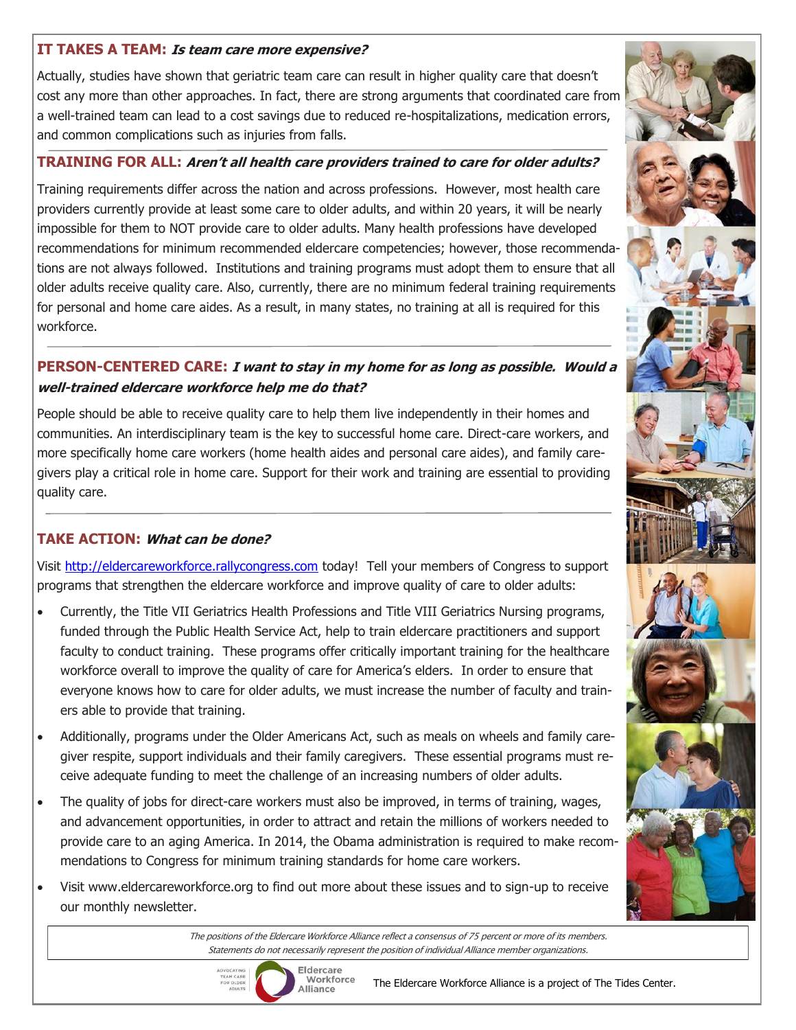## IT TAKES A TEAM: *Is team care more expensive?*

Actually, studies have shown that geriatric team care can result in higher quality care that doesn't cost any more than other approaches. In fact, there are strong arguments that coordinated care from a well-trained team can lead to a cost savings due to reduced re-hospitalizations, medication errors, and common complications such as injuries from falls.

## TRAINING FOR ALL: *Aren't all health care providers trained to care for older adults?*

Training requirements differ across the nation and across professions. However, most health care providers currently provide at least some care to older adults, and within 20 years, it will be nearly impossible for them to NOT provide care to older adults. Many health professions have developed recommendations for minimum recommended eldercare competencies; however, those recommendations are not always followed. Institutions and training programs must adopt them to ensure that all older adults receive quality care. Also, currently, there are no minimum federal training requirements for personal and home care aides. As a result, in many states, no training at all is required for this workforce.

## PERSON-CENTERED CARE: *I want to stay in my home for as long as possible. Would a well-trained eldercare workforce help me do that?*

People should be able to receive quality care to help them live independently in their homes and communities. An interdisciplinary team is the key to successful home care. Direct-care workers, and more specifically home care workers (home health aides and personal care aides), and family caregivers play a critical role in home care. Support for their work and training are essential to providing quality care.

## TAKE ACTION: *What can be done?*

Visit http://eldercareworkforce.rallycongress.com today! Tell your members of Congress to support programs that strengthen the eldercare workforce and improve quality of care to older adults:

- Currently, the Title VII Geriatrics Health Professions and Title VIII Geriatrics Nursing programs, funded through the Public Health Service Act, help to train eldercare practitioners and support faculty to conduct training. These programs offer critically important training for the healthcare workforce overall to improve the quality of care for America's elders. In order to ensure that everyone knows how to care for older adults, we must increase the number of faculty and trainers able to provide that training.
- Additionally, programs under the Older Americans Act, such as meals on wheels and family caregiver respite, support individuals and their family caregivers. These essential programs must receive adequate funding to meet the challenge of an increasing numbers of older adults.
- The quality of jobs for direct-care workers must also be improved, in terms of training, wages, and advancement opportunities, in order to attract and retain the millions of workers needed to provide care to an aging America. In 2014, the Obama administration is required to make recommendations to Congress for minimum training standards for home care workers.
- Visit www.eldercareworkforce.org to find out more about these issues and to sign-up to receive our monthly newsletter.

*The positions of the Eldercare Workforce Alliance reflect a consensus of 75 percent or more of its members. Statements do not necessarily represent the position of individual Alliance member organizations.*

ADVOCATING TEAM CARE FOR OLDER ADULTS — Eldercare Workforce Alliance

The Eldercare Workforce Alliance is a project of The Tides Center.